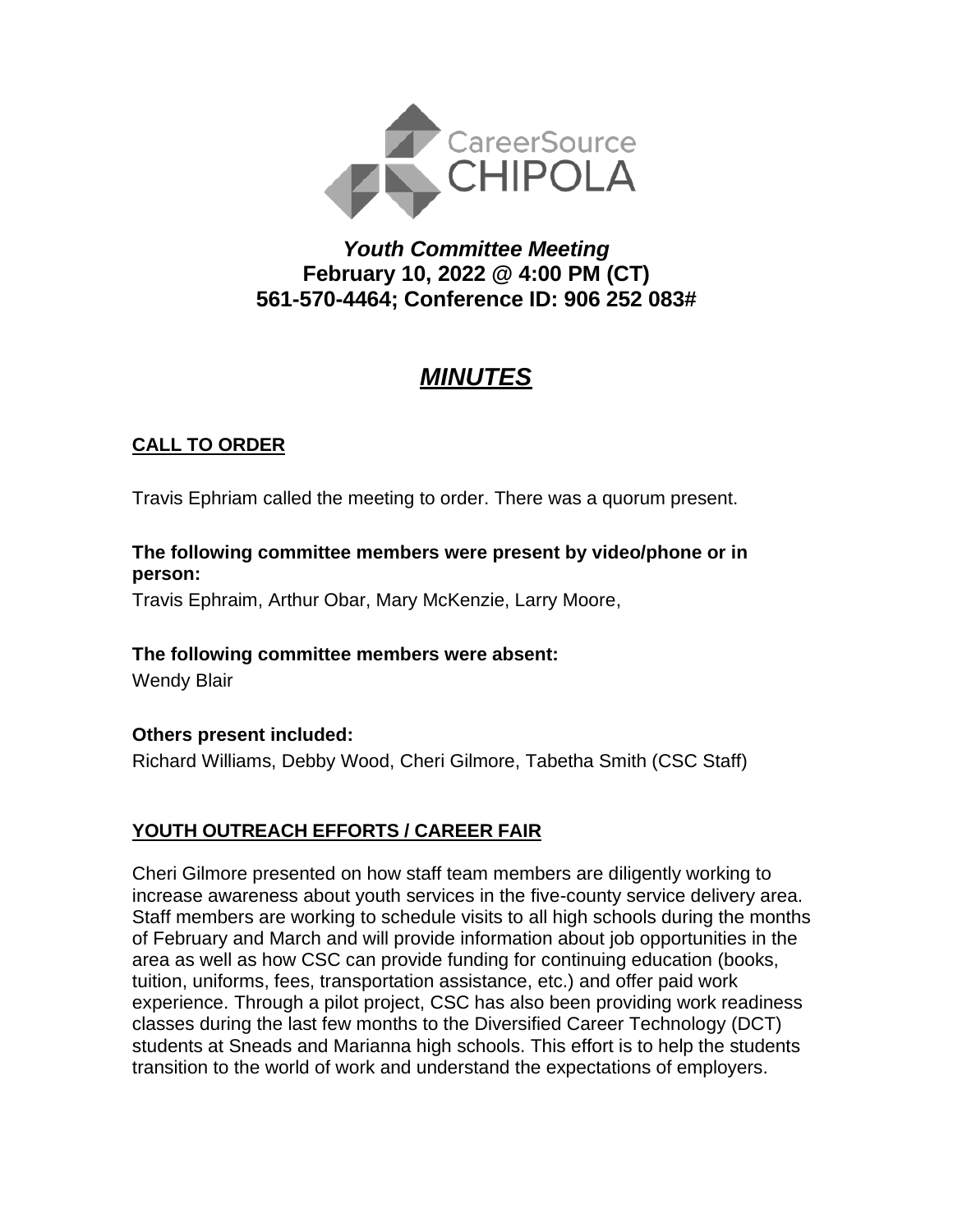CareerSource CHIPOLA

# *Youth Committee Meeting*
**February 10, 2022 @ 4:00 PM (CT)**
**561-570-4464; Conference ID: 906 252 083#**

## *MINUTES*

### CALL TO ORDER

Travis Ephriam called the meeting to order. There was a quorum present.

**The following committee members were present by video/phone or in person:**
Travis Ephraim, Arthur Obar, Mary McKenzie, Larry Moore,

**The following committee members were absent:**
Wendy Blair

**Others present included:**
Richard Williams, Debby Wood, Cheri Gilmore, Tabetha Smith (CSC Staff)

### YOUTH OUTREACH EFFORTS / CAREER FAIR

Cheri Gilmore presented on how staff team members are diligently working to increase awareness about youth services in the five-county service delivery area. Staff members are working to schedule visits to all high schools during the months of February and March and will provide information about job opportunities in the area as well as how CSC can provide funding for continuing education (books, tuition, uniforms, fees, transportation assistance, etc.) and offer paid work experience. Through a pilot project, CSC has also been providing work readiness classes during the last few months to the Diversified Career Technology (DCT) students at Sneads and Marianna high schools. This effort is to help the students transition to the world of work and understand the expectations of employers.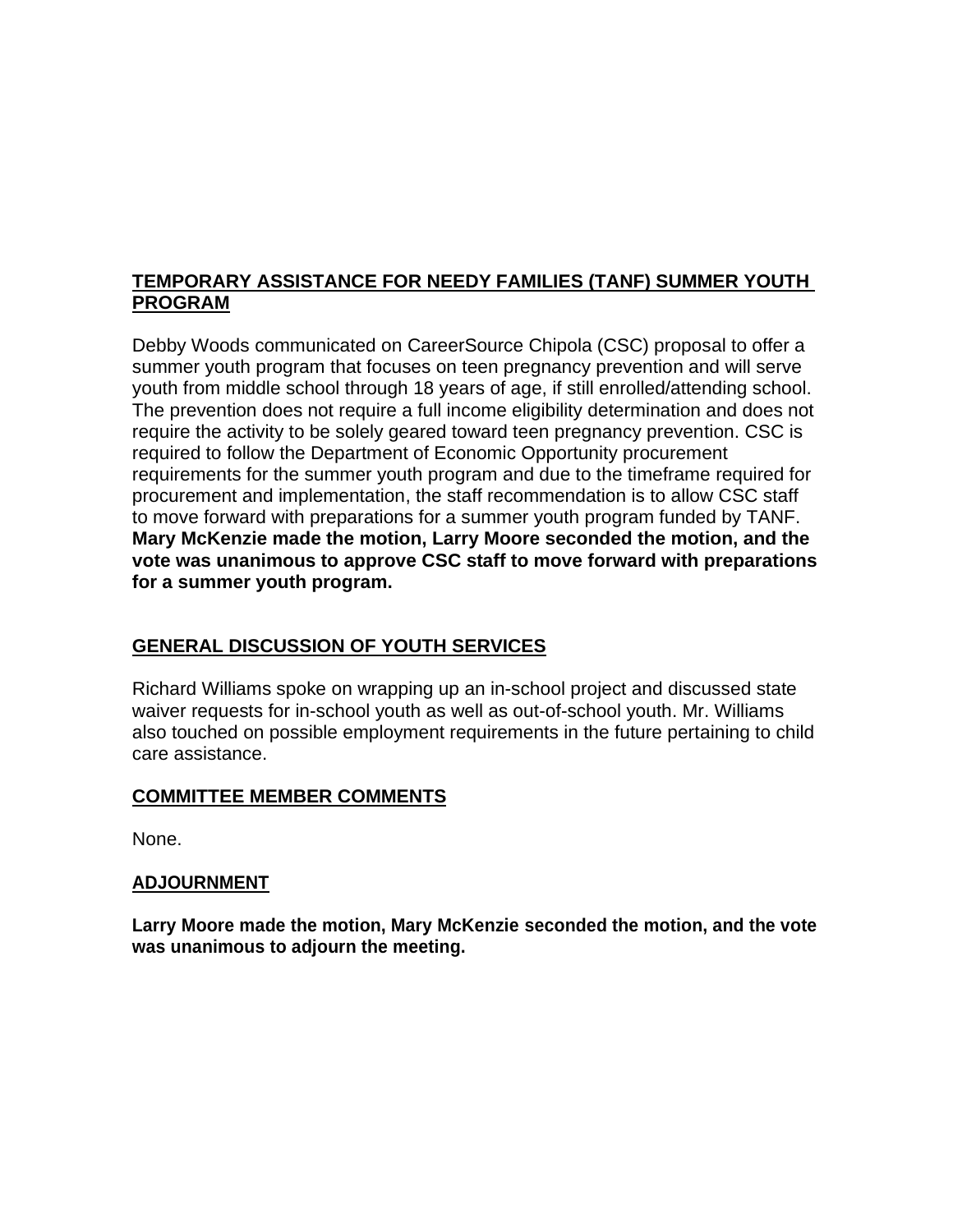## TEMPORARY ASSISTANCE FOR NEEDY FAMILIES (TANF) SUMMER YOUTH PROGRAM

Debby Woods communicated on CareerSource Chipola (CSC) proposal to offer a summer youth program that focuses on teen pregnancy prevention and will serve youth from middle school through 18 years of age, if still enrolled/attending school. The prevention does not require a full income eligibility determination and does not require the activity to be solely geared toward teen pregnancy prevention. CSC is required to follow the Department of Economic Opportunity procurement requirements for the summer youth program and due to the timeframe required for procurement and implementation, the staff recommendation is to allow CSC staff to move forward with preparations for a summer youth program funded by TANF. **Mary McKenzie made the motion, Larry Moore seconded the motion, and the vote was unanimous to approve CSC staff to move forward with preparations for a summer youth program.**

## GENERAL DISCUSSION OF YOUTH SERVICES

Richard Williams spoke on wrapping up an in-school project and discussed state waiver requests for in-school youth as well as out-of-school youth. Mr. Williams also touched on possible employment requirements in the future pertaining to child care assistance.

## COMMITTEE MEMBER COMMENTS

None.

## ADJOURNMENT

**Larry Moore made the motion, Mary McKenzie seconded the motion, and the vote was unanimous to adjourn the meeting.**